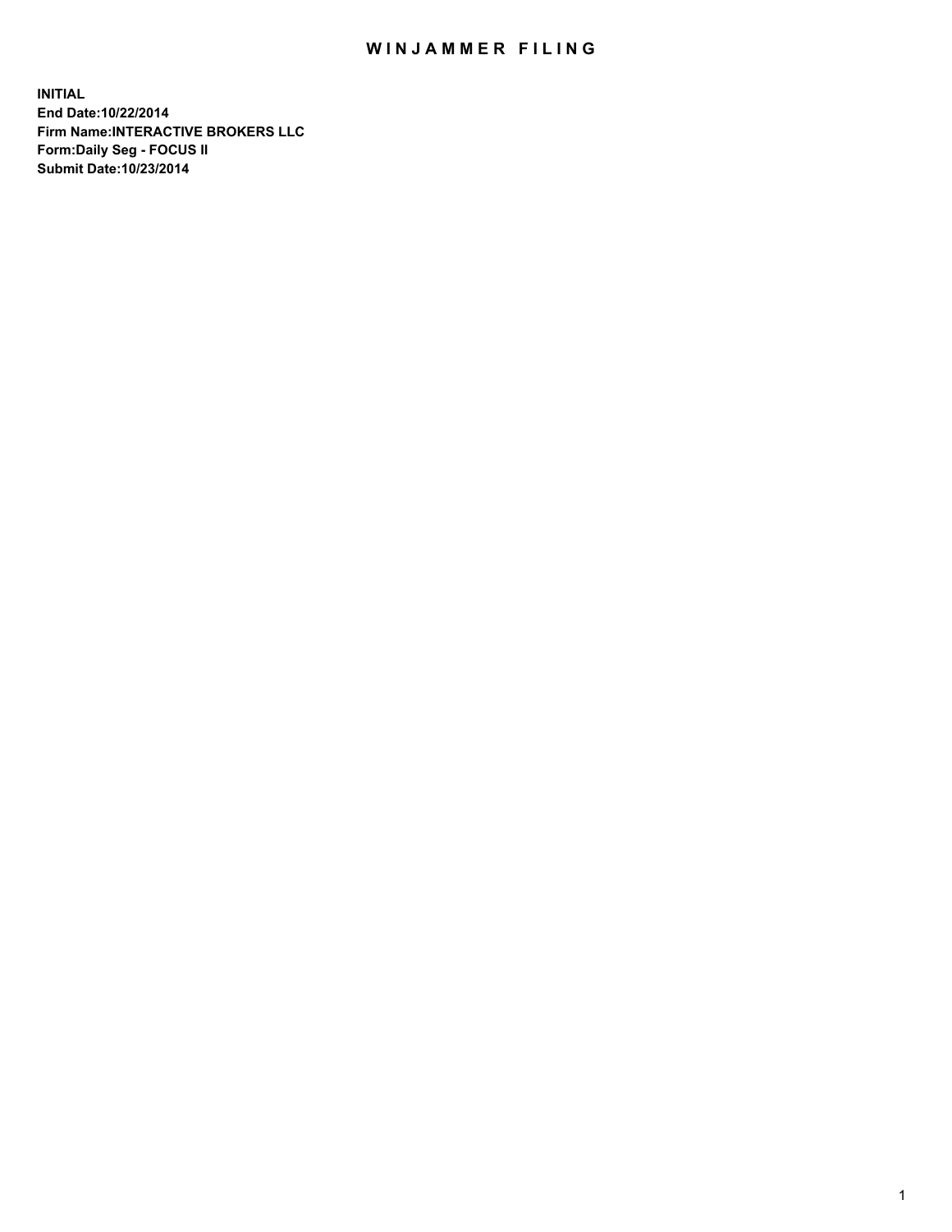# WINJAMMER FILING

**INITIAL**
**End Date:10/22/2014**
**Firm Name:INTERACTIVE BROKERS LLC**
**Form:Daily Seg - FOCUS II**
**Submit Date:10/23/2014**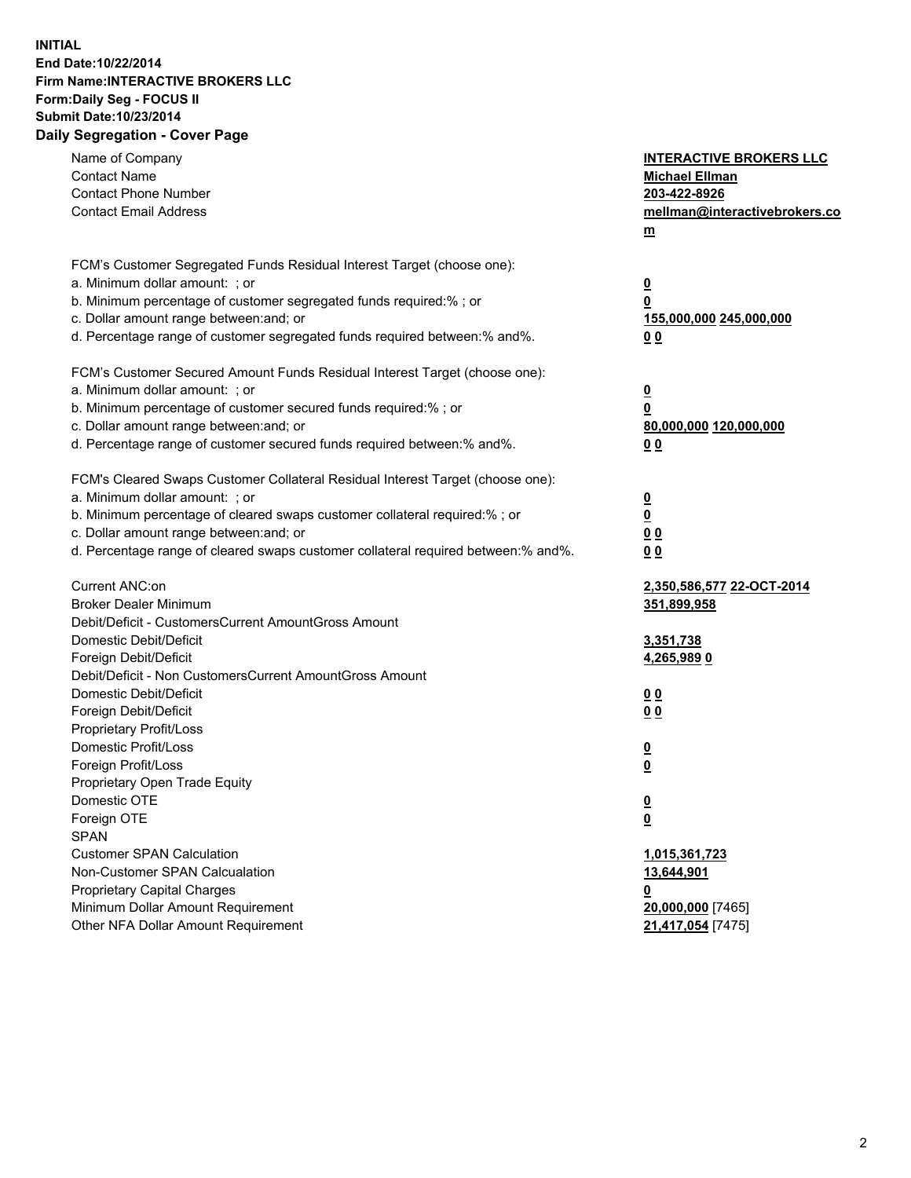**INITIAL**
**End Date:10/22/2014**
**Firm Name:INTERACTIVE BROKERS LLC**
**Form:Daily Seg - FOCUS II**
**Submit Date:10/23/2014**
**Daily Segregation - Cover Page**

| | |
|---|---|
| Name of Company | **INTERACTIVE BROKERS LLC** |
| Contact Name | **Michael Ellman** |
| Contact Phone Number | **203-422-8926** |
| Contact Email Address | **mellman@interactivebrokers.com** |
| FCM's Customer Segregated Funds Residual Interest Target (choose one): | |
| a. Minimum dollar amount: ; or | **0** |
| b. Minimum percentage of customer segregated funds required:% ; or | **0** |
| c. Dollar amount range between:and; or | **155,000,000 245,000,000** |
| d. Percentage range of customer segregated funds required between:% and%. | **0 0** |
| FCM's Customer Secured Amount Funds Residual Interest Target (choose one): | |
| a. Minimum dollar amount: ; or | **0** |
| b. Minimum percentage of customer secured funds required:% ; or | **0** |
| c. Dollar amount range between:and; or | **80,000,000 120,000,000** |
| d. Percentage range of customer secured funds required between:% and%. | **0 0** |
| FCM's Cleared Swaps Customer Collateral Residual Interest Target (choose one): | |
| a. Minimum dollar amount: ; or | **0** |
| b. Minimum percentage of cleared swaps customer collateral required:% ; or | **0** |
| c. Dollar amount range between:and; or | **0 0** |
| d. Percentage range of cleared swaps customer collateral required between:% and%. | **0 0** |
| Current ANC:on | **2,350,586,577 22-OCT-2014** |
| Broker Dealer Minimum | **351,899,958** |
| Debit/Deficit - CustomersCurrent AmountGross Amount | |
| Domestic Debit/Deficit | **3,351,738** |
| Foreign Debit/Deficit | **4,265,989 0** |
| Debit/Deficit - Non CustomersCurrent AmountGross Amount | |
| Domestic Debit/Deficit | **0 0** |
| Foreign Debit/Deficit | **0 0** |
| Proprietary Profit/Loss | |
| Domestic Profit/Loss | **0** |
| Foreign Profit/Loss | **0** |
| Proprietary Open Trade Equity | |
| Domestic OTE | **0** |
| Foreign OTE | **0** |
| SPAN | |
| Customer SPAN Calculation | **1,015,361,723** |
| Non-Customer SPAN Calcualation | **13,644,901** |
| Proprietary Capital Charges | **0** |
| Minimum Dollar Amount Requirement | **20,000,000** [7465] |
| Other NFA Dollar Amount Requirement | **21,417,054** [7475] |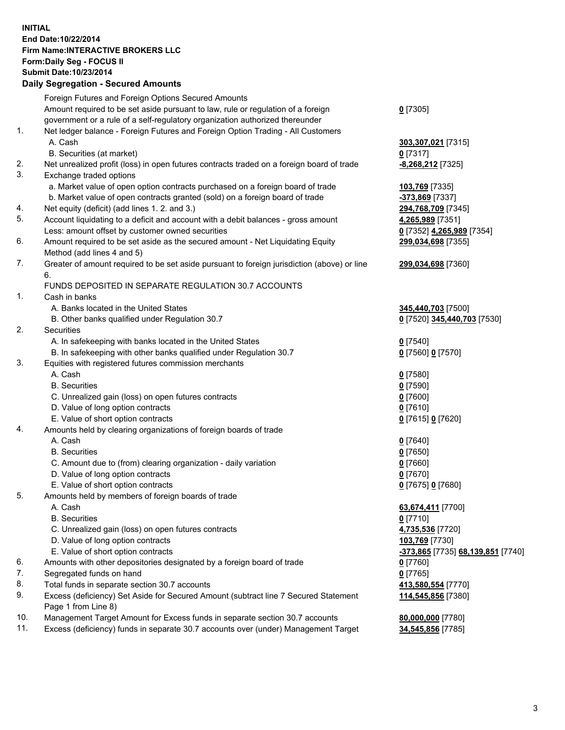**INITIAL**
**End Date:10/22/2014**
**Firm Name:INTERACTIVE BROKERS LLC**
**Form:Daily Seg - FOCUS II**
**Submit Date:10/23/2014**

## Daily Segregation - Secured Amounts

| | | |
|---|---|---|
| | Foreign Futures and Foreign Options Secured Amounts | |
| | Amount required to be set aside pursuant to law, rule or regulation of a foreign government or a rule of a self-regulatory organization authorized thereunder | **0** [7305] |
| 1. | Net ledger balance - Foreign Futures and Foreign Option Trading - All Customers | |
| | A. Cash | **303,307,021** [7315] |
| | B. Securities (at market) | **0** [7317] |
| 2. | Net unrealized profit (loss) in open futures contracts traded on a foreign board of trade | **-8,268,212** [7325] |
| 3. | Exchange traded options | |
| | a. Market value of open option contracts purchased on a foreign board of trade | **103,769** [7335] |
| | b. Market value of open contracts granted (sold) on a foreign board of trade | **-373,869** [7337] |
| 4. | Net equity (deficit) (add lines 1. 2. and 3.) | **294,768,709** [7345] |
| 5. | Account liquidating to a deficit and account with a debit balances - gross amount | **4,265,989** [7351] |
| | Less: amount offset by customer owned securities | **0** [7352] **4,265,989** [7354] |
| 6. | Amount required to be set aside as the secured amount - Net Liquidating Equity Method (add lines 4 and 5) | **299,034,698** [7355] |
| 7. | Greater of amount required to be set aside pursuant to foreign jurisdiction (above) or line 6. | **299,034,698** [7360] |
| | FUNDS DEPOSITED IN SEPARATE REGULATION 30.7 ACCOUNTS | |
| 1. | Cash in banks | |
| | A. Banks located in the United States | **345,440,703** [7500] |
| | B. Other banks qualified under Regulation 30.7 | **0** [7520] **345,440,703** [7530] |
| 2. | Securities | |
| | A. In safekeeping with banks located in the United States | **0** [7540] |
| | B. In safekeeping with other banks qualified under Regulation 30.7 | **0** [7560] **0** [7570] |
| 3. | Equities with registered futures commission merchants | |
| | A. Cash | **0** [7580] |
| | B. Securities | **0** [7590] |
| | C. Unrealized gain (loss) on open futures contracts | **0** [7600] |
| | D. Value of long option contracts | **0** [7610] |
| | E. Value of short option contracts | **0** [7615] **0** [7620] |
| 4. | Amounts held by clearing organizations of foreign boards of trade | |
| | A. Cash | **0** [7640] |
| | B. Securities | **0** [7650] |
| | C. Amount due to (from) clearing organization - daily variation | **0** [7660] |
| | D. Value of long option contracts | **0** [7670] |
| | E. Value of short option contracts | **0** [7675] **0** [7680] |
| 5. | Amounts held by members of foreign boards of trade | |
| | A. Cash | **63,674,411** [7700] |
| | B. Securities | **0** [7710] |
| | C. Unrealized gain (loss) on open futures contracts | **4,735,536** [7720] |
| | D. Value of long option contracts | **103,769** [7730] |
| | E. Value of short option contracts | **-373,865** [7735] **68,139,851** [7740] |
| 6. | Amounts with other depositories designated by a foreign board of trade | **0** [7760] |
| 7. | Segregated funds on hand | **0** [7765] |
| 8. | Total funds in separate section 30.7 accounts | **413,580,554** [7770] |
| 9. | Excess (deficiency) Set Aside for Secured Amount (subtract line 7 Secured Statement Page 1 from Line 8) | **114,545,856** [7380] |
| 10. | Management Target Amount for Excess funds in separate section 30.7 accounts | **80,000,000** [7780] |
| 11. | Excess (deficiency) funds in separate 30.7 accounts over (under) Management Target | **34,545,856** [7785] |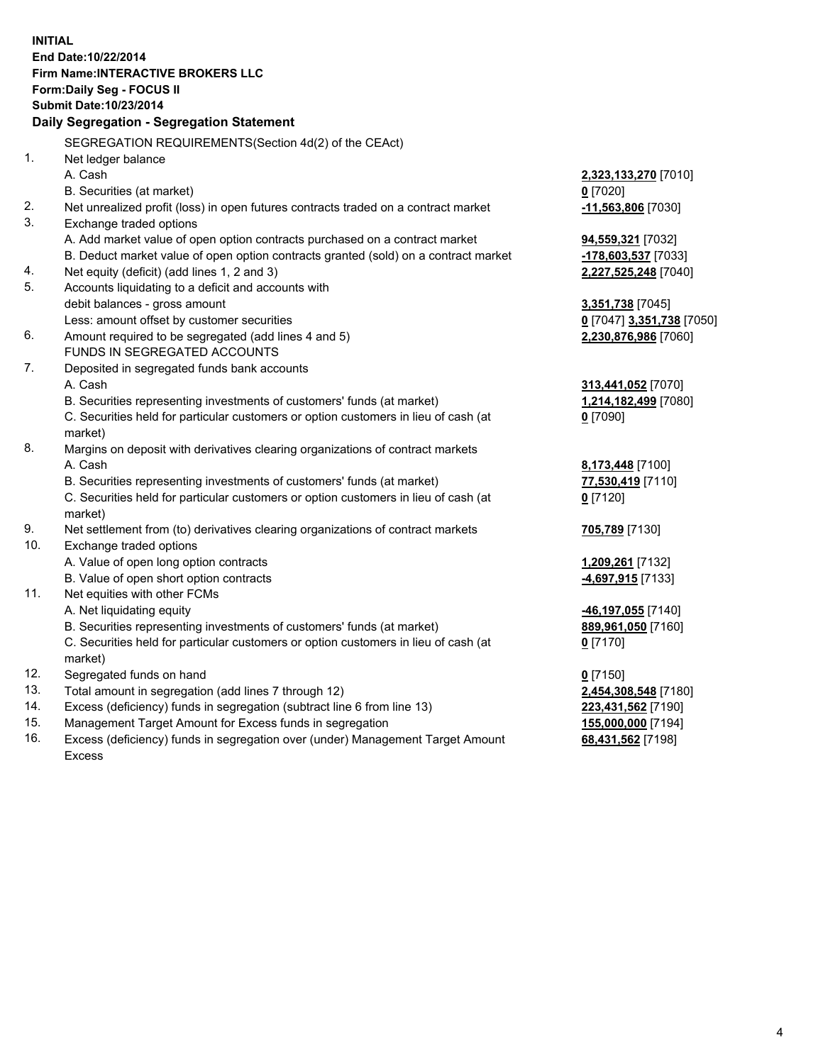**INITIAL**
**End Date:10/22/2014**
**Firm Name:INTERACTIVE BROKERS LLC**
**Form:Daily Seg - FOCUS II**
**Submit Date:10/23/2014**

**Daily Segregation - Segregation Statement**

| | | |
|---|---|---|
| | SEGREGATION REQUIREMENTS(Section 4d(2) of the CEAct) | |
| 1. | Net ledger balance | |
| | A. Cash | **2,323,133,270** [7010] |
| | B. Securities (at market) | **0** [7020] |
| 2. | Net unrealized profit (loss) in open futures contracts traded on a contract market | **-11,563,806** [7030] |
| 3. | Exchange traded options | |
| | A. Add market value of open option contracts purchased on a contract market | **94,559,321** [7032] |
| | B. Deduct market value of open option contracts granted (sold) on a contract market | **-178,603,537** [7033] |
| 4. | Net equity (deficit) (add lines 1, 2 and 3) | **2,227,525,248** [7040] |
| 5. | Accounts liquidating to a deficit and accounts with debit balances - gross amount | **3,351,738** [7045] |
| | Less: amount offset by customer securities | **0** [7047] **3,351,738** [7050] |
| 6. | Amount required to be segregated (add lines 4 and 5) | **2,230,876,986** [7060] |
| | FUNDS IN SEGREGATED ACCOUNTS | |
| 7. | Deposited in segregated funds bank accounts | |
| | A. Cash | **313,441,052** [7070] |
| | B. Securities representing investments of customers' funds (at market) | **1,214,182,499** [7080] |
| | C. Securities held for particular customers or option customers in lieu of cash (at market) | **0** [7090] |
| 8. | Margins on deposit with derivatives clearing organizations of contract markets | |
| | A. Cash | **8,173,448** [7100] |
| | B. Securities representing investments of customers' funds (at market) | **77,530,419** [7110] |
| | C. Securities held for particular customers or option customers in lieu of cash (at market) | **0** [7120] |
| 9. | Net settlement from (to) derivatives clearing organizations of contract markets | **705,789** [7130] |
| 10. | Exchange traded options | |
| | A. Value of open long option contracts | **1,209,261** [7132] |
| | B. Value of open short option contracts | **-4,697,915** [7133] |
| 11. | Net equities with other FCMs | |
| | A. Net liquidating equity | **-46,197,055** [7140] |
| | B. Securities representing investments of customers' funds (at market) | **889,961,050** [7160] |
| | C. Securities held for particular customers or option customers in lieu of cash (at market) | **0** [7170] |
| 12. | Segregated funds on hand | **0** [7150] |
| 13. | Total amount in segregation (add lines 7 through 12) | **2,454,308,548** [7180] |
| 14. | Excess (deficiency) funds in segregation (subtract line 6 from line 13) | **223,431,562** [7190] |
| 15. | Management Target Amount for Excess funds in segregation | **155,000,000** [7194] |
| 16. | Excess (deficiency) funds in segregation over (under) Management Target Amount Excess | **68,431,562** [7198] |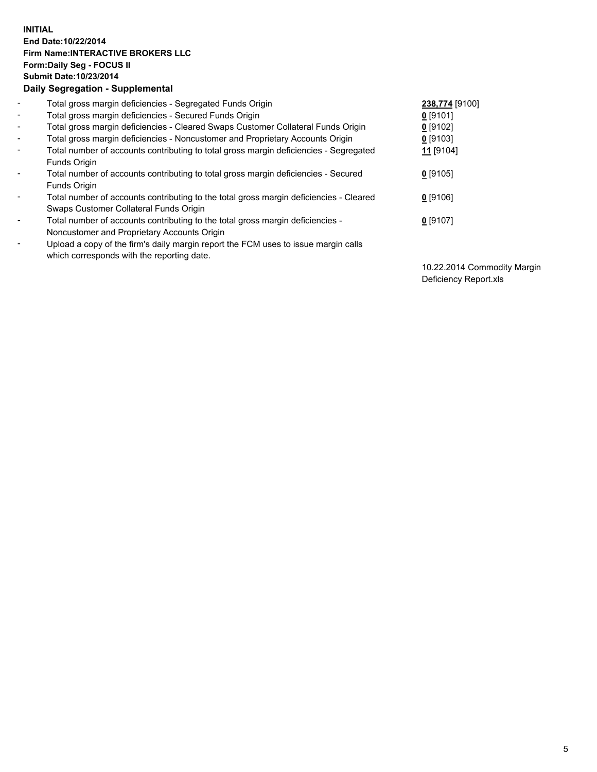**INITIAL**
**End Date:10/22/2014**
**Firm Name:INTERACTIVE BROKERS LLC**
**Form:Daily Seg - FOCUS II**
**Submit Date:10/23/2014**

**Daily Segregation - Supplemental**

| | | |
|---|---|---|
| - | Total gross margin deficiencies - Segregated Funds Origin | **238,774** [9100] |
| - | Total gross margin deficiencies - Secured Funds Origin | **0** [9101] |
| - | Total gross margin deficiencies - Cleared Swaps Customer Collateral Funds Origin | **0** [9102] |
| - | Total gross margin deficiencies - Noncustomer and Proprietary Accounts Origin | **0** [9103] |
| - | Total number of accounts contributing to total gross margin deficiencies - Segregated Funds Origin | **11** [9104] |
| - | Total number of accounts contributing to total gross margin deficiencies - Secured Funds Origin | **0** [9105] |
| - | Total number of accounts contributing to the total gross margin deficiencies - Cleared Swaps Customer Collateral Funds Origin | **0** [9106] |
| - | Total number of accounts contributing to the total gross margin deficiencies - Noncustomer and Proprietary Accounts Origin | **0** [9107] |
| - | Upload a copy of the firm's daily margin report the FCM uses to issue margin calls which corresponds with the reporting date. | 10.22.2014 Commodity Margin Deficiency Report.xls |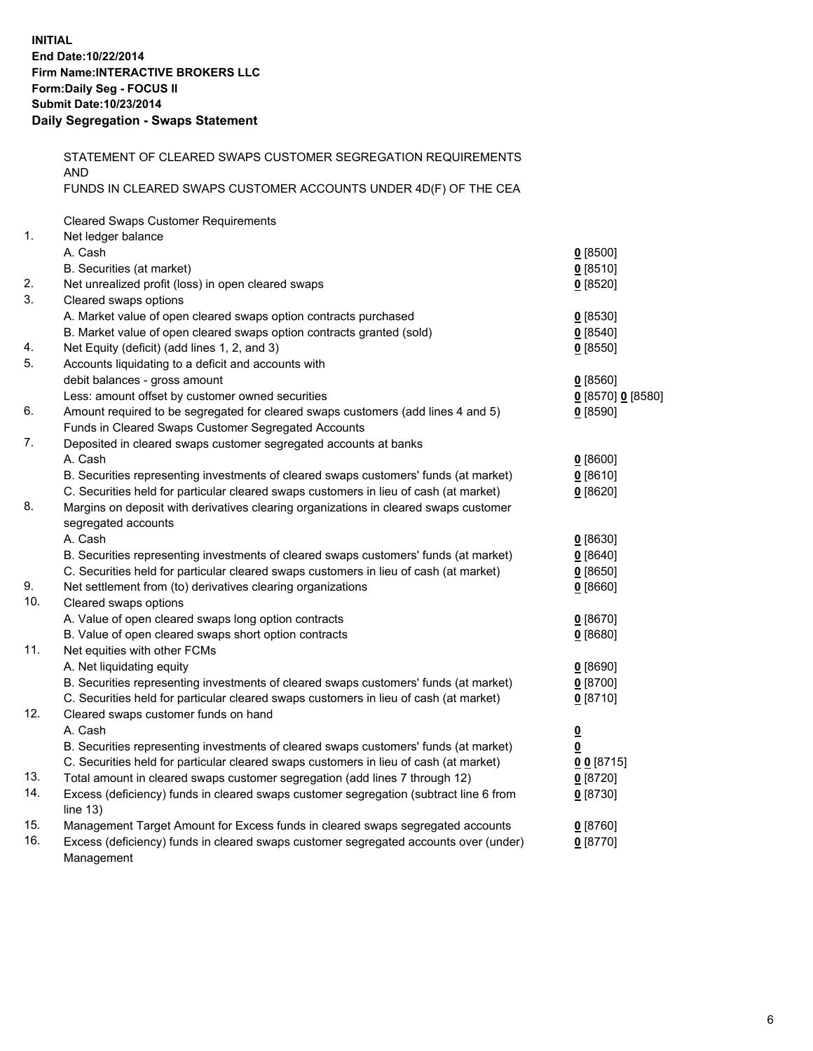**INITIAL**
**End Date:10/22/2014**
**Firm Name:INTERACTIVE BROKERS LLC**
**Form:Daily Seg - FOCUS II**
**Submit Date:10/23/2014**
**Daily Segregation - Swaps Statement**

STATEMENT OF CLEARED SWAPS CUSTOMER SEGREGATION REQUIREMENTS AND FUNDS IN CLEARED SWAPS CUSTOMER ACCOUNTS UNDER 4D(F) OF THE CEA

| | | |
|---|---|---|
| | Cleared Swaps Customer Requirements | |
| 1. | Net ledger balance | |
| | A. Cash | 0 [8500] |
| | B. Securities (at market) | 0 [8510] |
| 2. | Net unrealized profit (loss) in open cleared swaps | 0 [8520] |
| 3. | Cleared swaps options | |
| | A. Market value of open cleared swaps option contracts purchased | 0 [8530] |
| | B. Market value of open cleared swaps option contracts granted (sold) | 0 [8540] |
| 4. | Net Equity (deficit) (add lines 1, 2, and 3) | 0 [8550] |
| 5. | Accounts liquidating to a deficit and accounts with debit balances - gross amount | 0 [8560] |
| | Less: amount offset by customer owned securities | 0 [8570] 0 [8580] |
| 6. | Amount required to be segregated for cleared swaps customers (add lines 4 and 5) | 0 [8590] |
| | Funds in Cleared Swaps Customer Segregated Accounts | |
| 7. | Deposited in cleared swaps customer segregated accounts at banks | |
| | A. Cash | 0 [8600] |
| | B. Securities representing investments of cleared swaps customers' funds (at market) | 0 [8610] |
| | C. Securities held for particular cleared swaps customers in lieu of cash (at market) | 0 [8620] |
| 8. | Margins on deposit with derivatives clearing organizations in cleared swaps customer segregated accounts | |
| | A. Cash | 0 [8630] |
| | B. Securities representing investments of cleared swaps customers' funds (at market) | 0 [8640] |
| | C. Securities held for particular cleared swaps customers in lieu of cash (at market) | 0 [8650] |
| 9. | Net settlement from (to) derivatives clearing organizations | 0 [8660] |
| 10. | Cleared swaps options | |
| | A. Value of open cleared swaps long option contracts | 0 [8670] |
| | B. Value of open cleared swaps short option contracts | 0 [8680] |
| 11. | Net equities with other FCMs | |
| | A. Net liquidating equity | 0 [8690] |
| | B. Securities representing investments of cleared swaps customers' funds (at market) | 0 [8700] |
| | C. Securities held for particular cleared swaps customers in lieu of cash (at market) | 0 [8710] |
| 12. | Cleared swaps customer funds on hand | |
| | A. Cash | 0 |
| | B. Securities representing investments of cleared swaps customers' funds (at market) | 0 |
| | C. Securities held for particular cleared swaps customers in lieu of cash (at market) | 0 0 [8715] |
| 13. | Total amount in cleared swaps customer segregation (add lines 7 through 12) | 0 [8720] |
| 14. | Excess (deficiency) funds in cleared swaps customer segregation (subtract line 6 from line 13) | 0 [8730] |
| 15. | Management Target Amount for Excess funds in cleared swaps segregated accounts | 0 [8760] |
| 16. | Excess (deficiency) funds in cleared swaps customer segregated accounts over (under) Management | 0 [8770] |